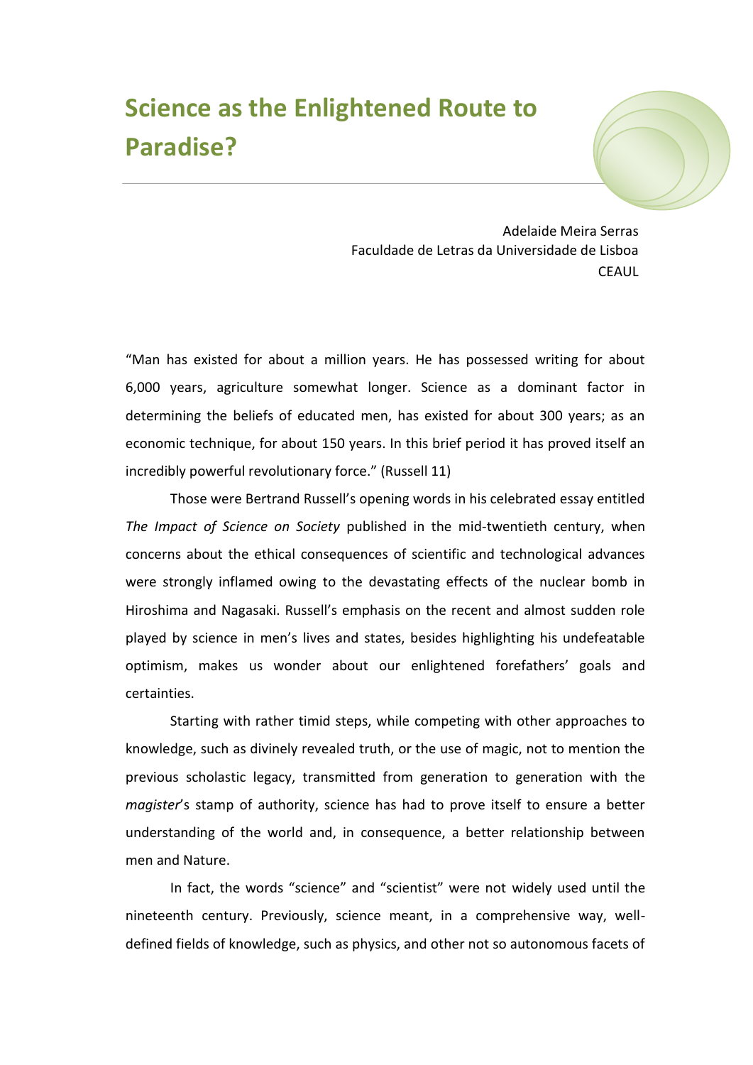# Science as the Enlightened Route to Paradise?

Adelaide Meira Serras
Faculdade de Letras da Universidade de Lisboa
CEAUL

"Man has existed for about a million years. He has possessed writing for about 6,000 years, agriculture somewhat longer. Science as a dominant factor in determining the beliefs of educated men, has existed for about 300 years; as an economic technique, for about 150 years. In this brief period it has proved itself an incredibly powerful revolutionary force." (Russell 11)

Those were Bertrand Russell's opening words in his celebrated essay entitled *The Impact of Science on Society* published in the mid-twentieth century, when concerns about the ethical consequences of scientific and technological advances were strongly inflamed owing to the devastating effects of the nuclear bomb in Hiroshima and Nagasaki. Russell's emphasis on the recent and almost sudden role played by science in men's lives and states, besides highlighting his undefeatable optimism, makes us wonder about our enlightened forefathers' goals and certainties.

Starting with rather timid steps, while competing with other approaches to knowledge, such as divinely revealed truth, or the use of magic, not to mention the previous scholastic legacy, transmitted from generation to generation with the *magister*'s stamp of authority, science has had to prove itself to ensure a better understanding of the world and, in consequence, a better relationship between men and Nature.

In fact, the words "science" and "scientist" were not widely used until the nineteenth century. Previously, science meant, in a comprehensive way, well-defined fields of knowledge, such as physics, and other not so autonomous facets of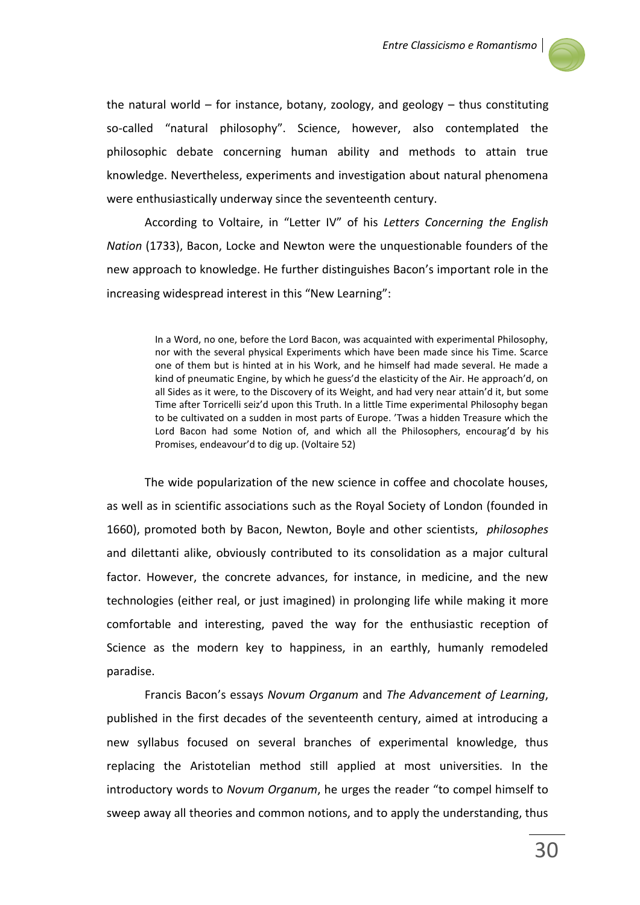the natural world – for instance, botany, zoology, and geology – thus constituting so-called "natural philosophy". Science, however, also contemplated the philosophic debate concerning human ability and methods to attain true knowledge. Nevertheless, experiments and investigation about natural phenomena were enthusiastically underway since the seventeenth century.

According to Voltaire, in "Letter IV" of his *Letters Concerning the English Nation* (1733), Bacon, Locke and Newton were the unquestionable founders of the new approach to knowledge. He further distinguishes Bacon's important role in the increasing widespread interest in this "New Learning":

> In a Word, no one, before the Lord Bacon, was acquainted with experimental Philosophy, nor with the several physical Experiments which have been made since his Time. Scarce one of them but is hinted at in his Work, and he himself had made several. He made a kind of pneumatic Engine, by which he guess'd the elasticity of the Air. He approach'd, on all Sides as it were, to the Discovery of its Weight, and had very near attain'd it, but some Time after Torricelli seiz'd upon this Truth. In a little Time experimental Philosophy began to be cultivated on a sudden in most parts of Europe. 'Twas a hidden Treasure which the Lord Bacon had some Notion of, and which all the Philosophers, encourag'd by his Promises, endeavour'd to dig up. (Voltaire 52)

The wide popularization of the new science in coffee and chocolate houses, as well as in scientific associations such as the Royal Society of London (founded in 1660), promoted both by Bacon, Newton, Boyle and other scientists, *philosophes* and dilettanti alike, obviously contributed to its consolidation as a major cultural factor. However, the concrete advances, for instance, in medicine, and the new technologies (either real, or just imagined) in prolonging life while making it more comfortable and interesting, paved the way for the enthusiastic reception of Science as the modern key to happiness, in an earthly, humanly remodeled paradise.

Francis Bacon's essays *Novum Organum* and *The Advancement of Learning*, published in the first decades of the seventeenth century, aimed at introducing a new syllabus focused on several branches of experimental knowledge, thus replacing the Aristotelian method still applied at most universities. In the introductory words to *Novum Organum*, he urges the reader "to compel himself to sweep away all theories and common notions, and to apply the understanding, thus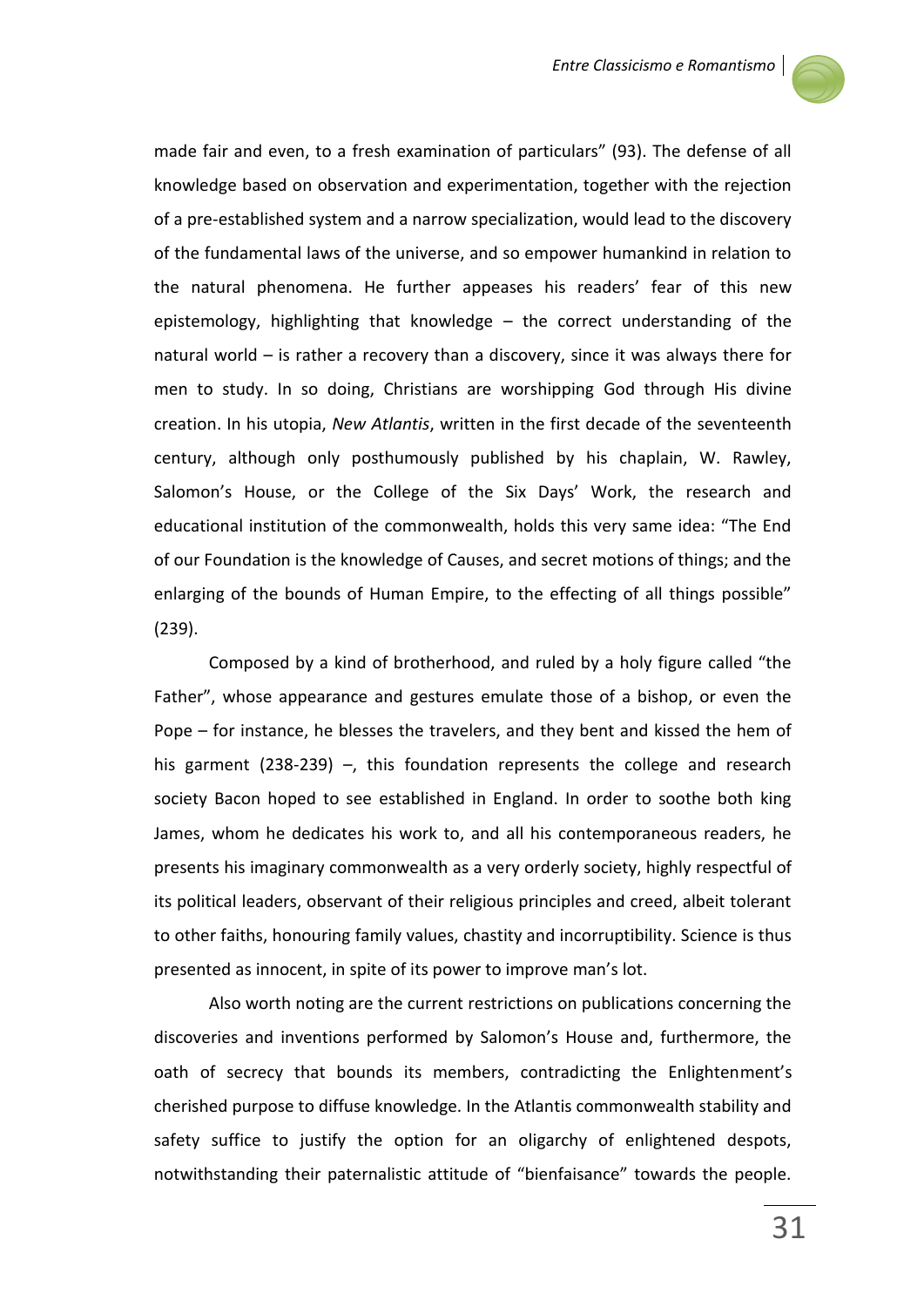made fair and even, to a fresh examination of particulars" (93). The defense of all knowledge based on observation and experimentation, together with the rejection of a pre-established system and a narrow specialization, would lead to the discovery of the fundamental laws of the universe, and so empower humankind in relation to the natural phenomena. He further appeases his readers' fear of this new epistemology, highlighting that knowledge – the correct understanding of the natural world – is rather a recovery than a discovery, since it was always there for men to study. In so doing, Christians are worshipping God through His divine creation. In his utopia, *New Atlantis*, written in the first decade of the seventeenth century, although only posthumously published by his chaplain, W. Rawley, Salomon's House, or the College of the Six Days' Work, the research and educational institution of the commonwealth, holds this very same idea: "The End of our Foundation is the knowledge of Causes, and secret motions of things; and the enlarging of the bounds of Human Empire, to the effecting of all things possible" (239).

Composed by a kind of brotherhood, and ruled by a holy figure called "the Father", whose appearance and gestures emulate those of a bishop, or even the Pope – for instance, he blesses the travelers, and they bent and kissed the hem of his garment (238-239) –, this foundation represents the college and research society Bacon hoped to see established in England. In order to soothe both king James, whom he dedicates his work to, and all his contemporaneous readers, he presents his imaginary commonwealth as a very orderly society, highly respectful of its political leaders, observant of their religious principles and creed, albeit tolerant to other faiths, honouring family values, chastity and incorruptibility. Science is thus presented as innocent, in spite of its power to improve man's lot.

Also worth noting are the current restrictions on publications concerning the discoveries and inventions performed by Salomon's House and, furthermore, the oath of secrecy that bounds its members, contradicting the Enlightenment's cherished purpose to diffuse knowledge. In the Atlantis commonwealth stability and safety suffice to justify the option for an oligarchy of enlightened despots, notwithstanding their paternalistic attitude of "bienfaisance" towards the people.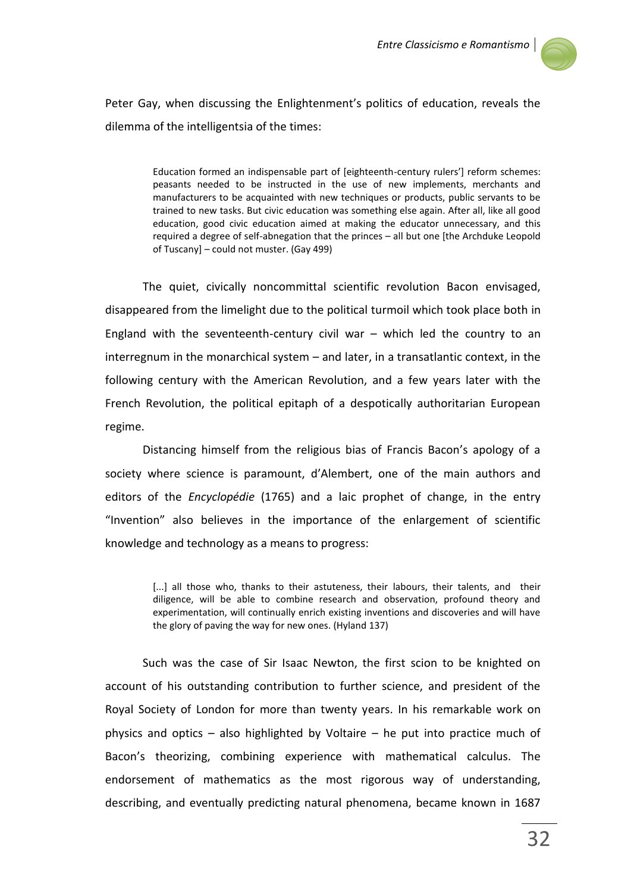Peter Gay, when discussing the Enlightenment's politics of education, reveals the dilemma of the intelligentsia of the times:

> Education formed an indispensable part of [eighteenth-century rulers'] reform schemes: peasants needed to be instructed in the use of new implements, merchants and manufacturers to be acquainted with new techniques or products, public servants to be trained to new tasks. But civic education was something else again. After all, like all good education, good civic education aimed at making the educator unnecessary, and this required a degree of self-abnegation that the princes – all but one [the Archduke Leopold of Tuscany] – could not muster. (Gay 499)

The quiet, civically noncommittal scientific revolution Bacon envisaged, disappeared from the limelight due to the political turmoil which took place both in England with the seventeenth-century civil war – which led the country to an interregnum in the monarchical system – and later, in a transatlantic context, in the following century with the American Revolution, and a few years later with the French Revolution, the political epitaph of a despotically authoritarian European regime.

Distancing himself from the religious bias of Francis Bacon's apology of a society where science is paramount, d'Alembert, one of the main authors and editors of the *Encyclopédie* (1765) and a laic prophet of change, in the entry "Invention" also believes in the importance of the enlargement of scientific knowledge and technology as a means to progress:

> [...] all those who, thanks to their astuteness, their labours, their talents, and their diligence, will be able to combine research and observation, profound theory and experimentation, will continually enrich existing inventions and discoveries and will have the glory of paving the way for new ones. (Hyland 137)

Such was the case of Sir Isaac Newton, the first scion to be knighted on account of his outstanding contribution to further science, and president of the Royal Society of London for more than twenty years. In his remarkable work on physics and optics – also highlighted by Voltaire – he put into practice much of Bacon's theorizing, combining experience with mathematical calculus. The endorsement of mathematics as the most rigorous way of understanding, describing, and eventually predicting natural phenomena, became known in 1687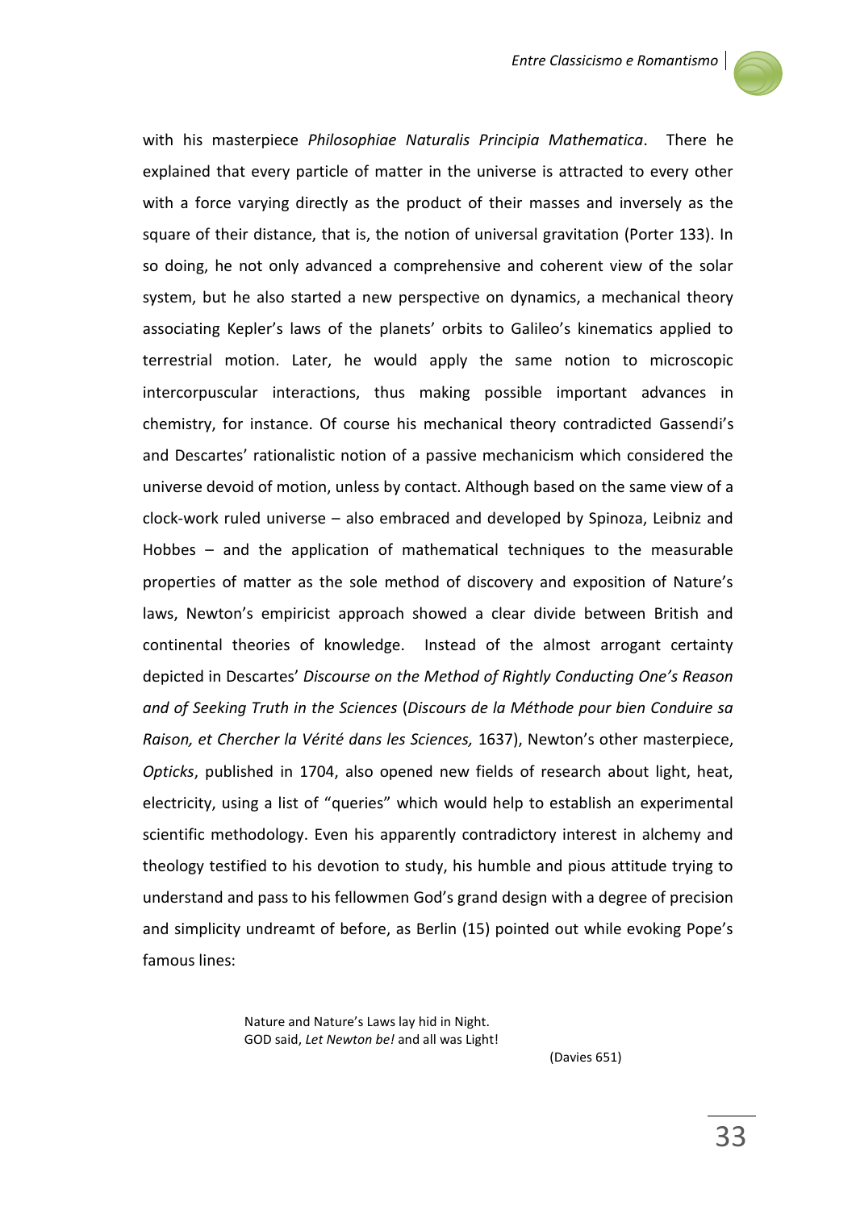with his masterpiece *Philosophiae Naturalis Principia Mathematica*. There he explained that every particle of matter in the universe is attracted to every other with a force varying directly as the product of their masses and inversely as the square of their distance, that is, the notion of universal gravitation (Porter 133). In so doing, he not only advanced a comprehensive and coherent view of the solar system, but he also started a new perspective on dynamics, a mechanical theory associating Kepler's laws of the planets' orbits to Galileo's kinematics applied to terrestrial motion. Later, he would apply the same notion to microscopic intercorpuscular interactions, thus making possible important advances in chemistry, for instance. Of course his mechanical theory contradicted Gassendi's and Descartes' rationalistic notion of a passive mechanicism which considered the universe devoid of motion, unless by contact. Although based on the same view of a clock-work ruled universe – also embraced and developed by Spinoza, Leibniz and Hobbes – and the application of mathematical techniques to the measurable properties of matter as the sole method of discovery and exposition of Nature's laws, Newton's empiricist approach showed a clear divide between British and continental theories of knowledge. Instead of the almost arrogant certainty depicted in Descartes' *Discourse on the Method of Rightly Conducting One's Reason and of Seeking Truth in the Sciences* (*Discours de la Méthode pour bien Conduire sa Raison, et Chercher la Vérité dans les Sciences,* 1637), Newton's other masterpiece, *Opticks*, published in 1704, also opened new fields of research about light, heat, electricity, using a list of "queries" which would help to establish an experimental scientific methodology. Even his apparently contradictory interest in alchemy and theology testified to his devotion to study, his humble and pious attitude trying to understand and pass to his fellowmen God's grand design with a degree of precision and simplicity undreamt of before, as Berlin (15) pointed out while evoking Pope's famous lines:

> Nature and Nature's Laws lay hid in Night.
> GOD said, *Let Newton be!* and all was Light!
>
> (Davies 651)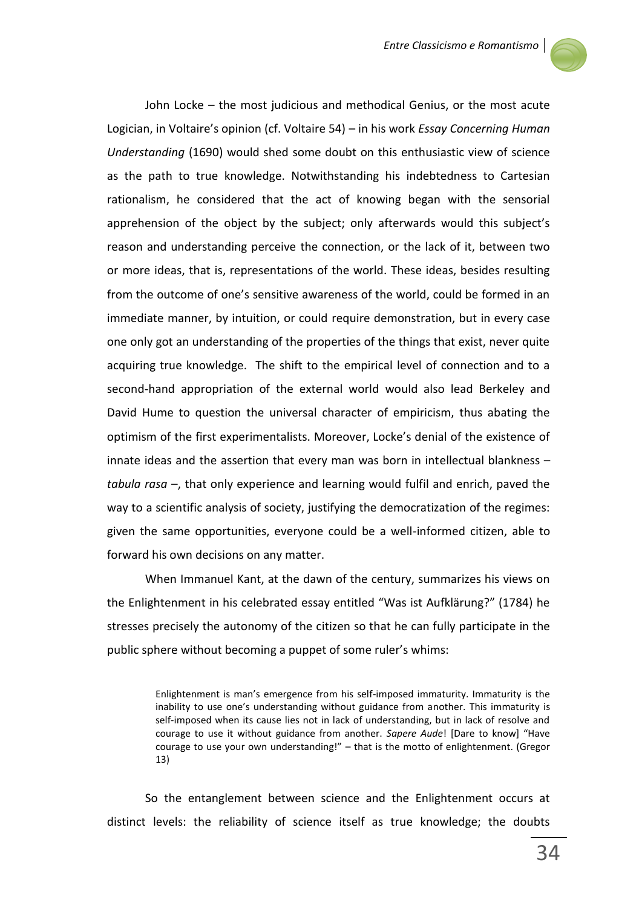John Locke – the most judicious and methodical Genius, or the most acute Logician, in Voltaire's opinion (cf. Voltaire 54) – in his work *Essay Concerning Human Understanding* (1690) would shed some doubt on this enthusiastic view of science as the path to true knowledge. Notwithstanding his indebtedness to Cartesian rationalism, he considered that the act of knowing began with the sensorial apprehension of the object by the subject; only afterwards would this subject's reason and understanding perceive the connection, or the lack of it, between two or more ideas, that is, representations of the world. These ideas, besides resulting from the outcome of one's sensitive awareness of the world, could be formed in an immediate manner, by intuition, or could require demonstration, but in every case one only got an understanding of the properties of the things that exist, never quite acquiring true knowledge. The shift to the empirical level of connection and to a second-hand appropriation of the external world would also lead Berkeley and David Hume to question the universal character of empiricism, thus abating the optimism of the first experimentalists. Moreover, Locke's denial of the existence of innate ideas and the assertion that every man was born in intellectual blankness – *tabula rasa* –, that only experience and learning would fulfil and enrich, paved the way to a scientific analysis of society, justifying the democratization of the regimes: given the same opportunities, everyone could be a well-informed citizen, able to forward his own decisions on any matter.

When Immanuel Kant, at the dawn of the century, summarizes his views on the Enlightenment in his celebrated essay entitled "Was ist Aufklärung?" (1784) he stresses precisely the autonomy of the citizen so that he can fully participate in the public sphere without becoming a puppet of some ruler's whims:

> Enlightenment is man's emergence from his self-imposed immaturity. Immaturity is the inability to use one's understanding without guidance from another. This immaturity is self-imposed when its cause lies not in lack of understanding, but in lack of resolve and courage to use it without guidance from another. *Sapere Aude*! [Dare to know] "Have courage to use your own understanding!" – that is the motto of enlightenment. (Gregor 13)

So the entanglement between science and the Enlightenment occurs at distinct levels: the reliability of science itself as true knowledge; the doubts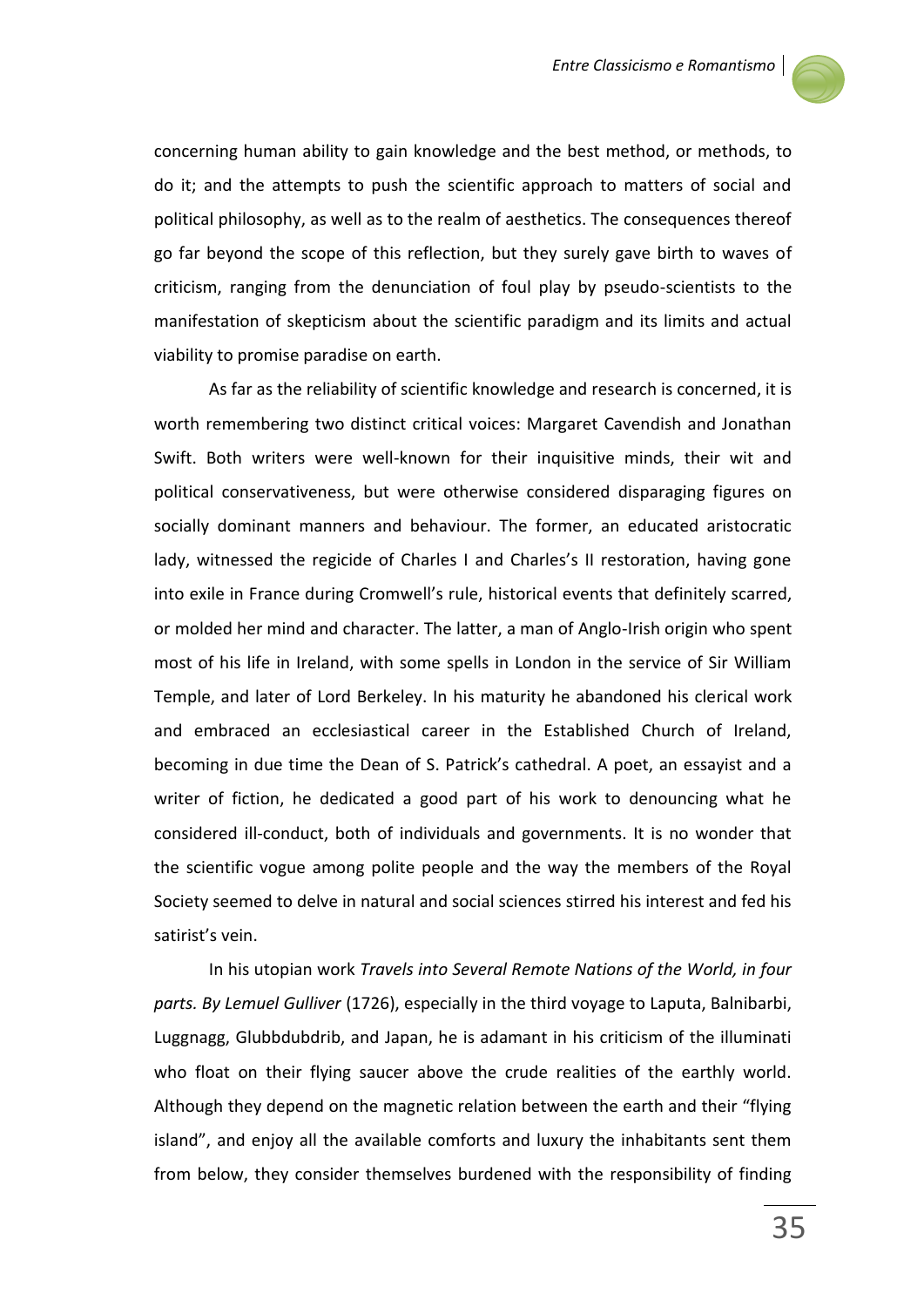concerning human ability to gain knowledge and the best method, or methods, to do it; and the attempts to push the scientific approach to matters of social and political philosophy, as well as to the realm of aesthetics. The consequences thereof go far beyond the scope of this reflection, but they surely gave birth to waves of criticism, ranging from the denunciation of foul play by pseudo-scientists to the manifestation of skepticism about the scientific paradigm and its limits and actual viability to promise paradise on earth.

As far as the reliability of scientific knowledge and research is concerned, it is worth remembering two distinct critical voices: Margaret Cavendish and Jonathan Swift. Both writers were well-known for their inquisitive minds, their wit and political conservativeness, but were otherwise considered disparaging figures on socially dominant manners and behaviour. The former, an educated aristocratic lady, witnessed the regicide of Charles I and Charles's II restoration, having gone into exile in France during Cromwell's rule, historical events that definitely scarred, or molded her mind and character. The latter, a man of Anglo-Irish origin who spent most of his life in Ireland, with some spells in London in the service of Sir William Temple, and later of Lord Berkeley. In his maturity he abandoned his clerical work and embraced an ecclesiastical career in the Established Church of Ireland, becoming in due time the Dean of S. Patrick's cathedral. A poet, an essayist and a writer of fiction, he dedicated a good part of his work to denouncing what he considered ill-conduct, both of individuals and governments. It is no wonder that the scientific vogue among polite people and the way the members of the Royal Society seemed to delve in natural and social sciences stirred his interest and fed his satirist's vein.

In his utopian work *Travels into Several Remote Nations of the World, in four parts. By Lemuel Gulliver* (1726), especially in the third voyage to Laputa, Balnibarbi, Luggnagg, Glubbdubdrib, and Japan, he is adamant in his criticism of the illuminati who float on their flying saucer above the crude realities of the earthly world. Although they depend on the magnetic relation between the earth and their "flying island", and enjoy all the available comforts and luxury the inhabitants sent them from below, they consider themselves burdened with the responsibility of finding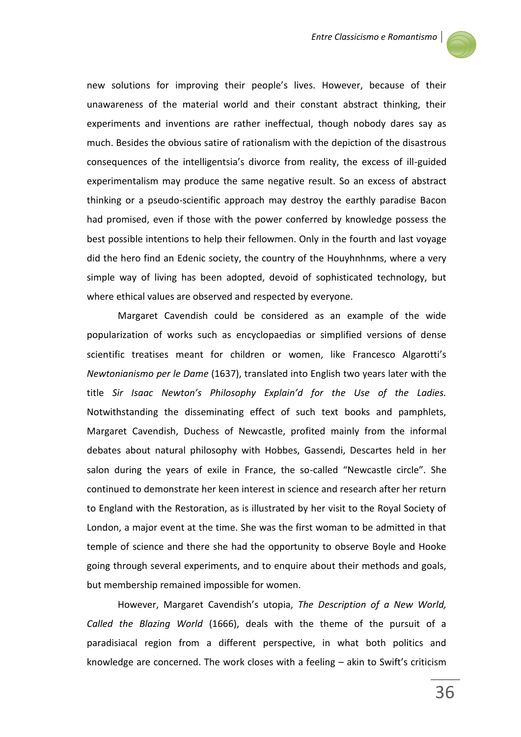new solutions for improving their people's lives. However, because of their unawareness of the material world and their constant abstract thinking, their experiments and inventions are rather ineffectual, though nobody dares say as much. Besides the obvious satire of rationalism with the depiction of the disastrous consequences of the intelligentsia's divorce from reality, the excess of ill-guided experimentalism may produce the same negative result. So an excess of abstract thinking or a pseudo-scientific approach may destroy the earthly paradise Bacon had promised, even if those with the power conferred by knowledge possess the best possible intentions to help their fellowmen. Only in the fourth and last voyage did the hero find an Edenic society, the country of the Houyhnhnms, where a very simple way of living has been adopted, devoid of sophisticated technology, but where ethical values are observed and respected by everyone.

Margaret Cavendish could be considered as an example of the wide popularization of works such as encyclopaedias or simplified versions of dense scientific treatises meant for children or women, like Francesco Algarotti's *Newtonianismo per le Dame* (1637), translated into English two years later with the title *Sir Isaac Newton's Philosophy Explain'd for the Use of the Ladies.* Notwithstanding the disseminating effect of such text books and pamphlets, Margaret Cavendish, Duchess of Newcastle, profited mainly from the informal debates about natural philosophy with Hobbes, Gassendi, Descartes held in her salon during the years of exile in France, the so-called "Newcastle circle". She continued to demonstrate her keen interest in science and research after her return to England with the Restoration, as is illustrated by her visit to the Royal Society of London, a major event at the time. She was the first woman to be admitted in that temple of science and there she had the opportunity to observe Boyle and Hooke going through several experiments, and to enquire about their methods and goals, but membership remained impossible for women.

However, Margaret Cavendish's utopia, *The Description of a New World, Called the Blazing World* (1666), deals with the theme of the pursuit of a paradisiacal region from a different perspective, in what both politics and knowledge are concerned. The work closes with a feeling – akin to Swift's criticism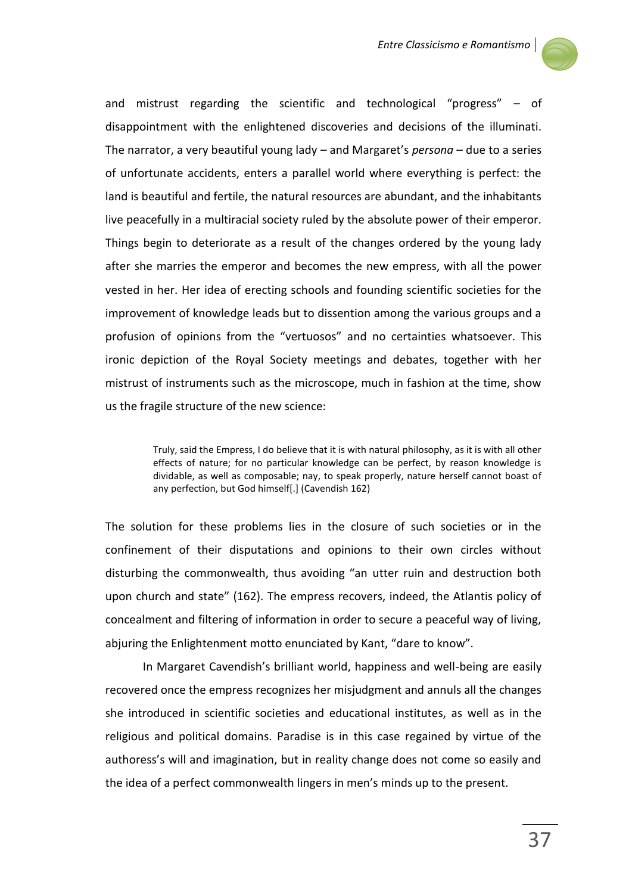and mistrust regarding the scientific and technological "progress" – of disappointment with the enlightened discoveries and decisions of the illuminati. The narrator, a very beautiful young lady – and Margaret's *persona* – due to a series of unfortunate accidents, enters a parallel world where everything is perfect: the land is beautiful and fertile, the natural resources are abundant, and the inhabitants live peacefully in a multiracial society ruled by the absolute power of their emperor. Things begin to deteriorate as a result of the changes ordered by the young lady after she marries the emperor and becomes the new empress, with all the power vested in her. Her idea of erecting schools and founding scientific societies for the improvement of knowledge leads but to dissention among the various groups and a profusion of opinions from the "vertuosos" and no certainties whatsoever. This ironic depiction of the Royal Society meetings and debates, together with her mistrust of instruments such as the microscope, much in fashion at the time, show us the fragile structure of the new science:

> Truly, said the Empress, I do believe that it is with natural philosophy, as it is with all other effects of nature; for no particular knowledge can be perfect, by reason knowledge is dividable, as well as composable; nay, to speak properly, nature herself cannot boast of any perfection, but God himself[.] (Cavendish 162)

The solution for these problems lies in the closure of such societies or in the confinement of their disputations and opinions to their own circles without disturbing the commonwealth, thus avoiding "an utter ruin and destruction both upon church and state" (162). The empress recovers, indeed, the Atlantis policy of concealment and filtering of information in order to secure a peaceful way of living, abjuring the Enlightenment motto enunciated by Kant, "dare to know".

In Margaret Cavendish's brilliant world, happiness and well-being are easily recovered once the empress recognizes her misjudgment and annuls all the changes she introduced in scientific societies and educational institutes, as well as in the religious and political domains. Paradise is in this case regained by virtue of the authoress's will and imagination, but in reality change does not come so easily and the idea of a perfect commonwealth lingers in men's minds up to the present.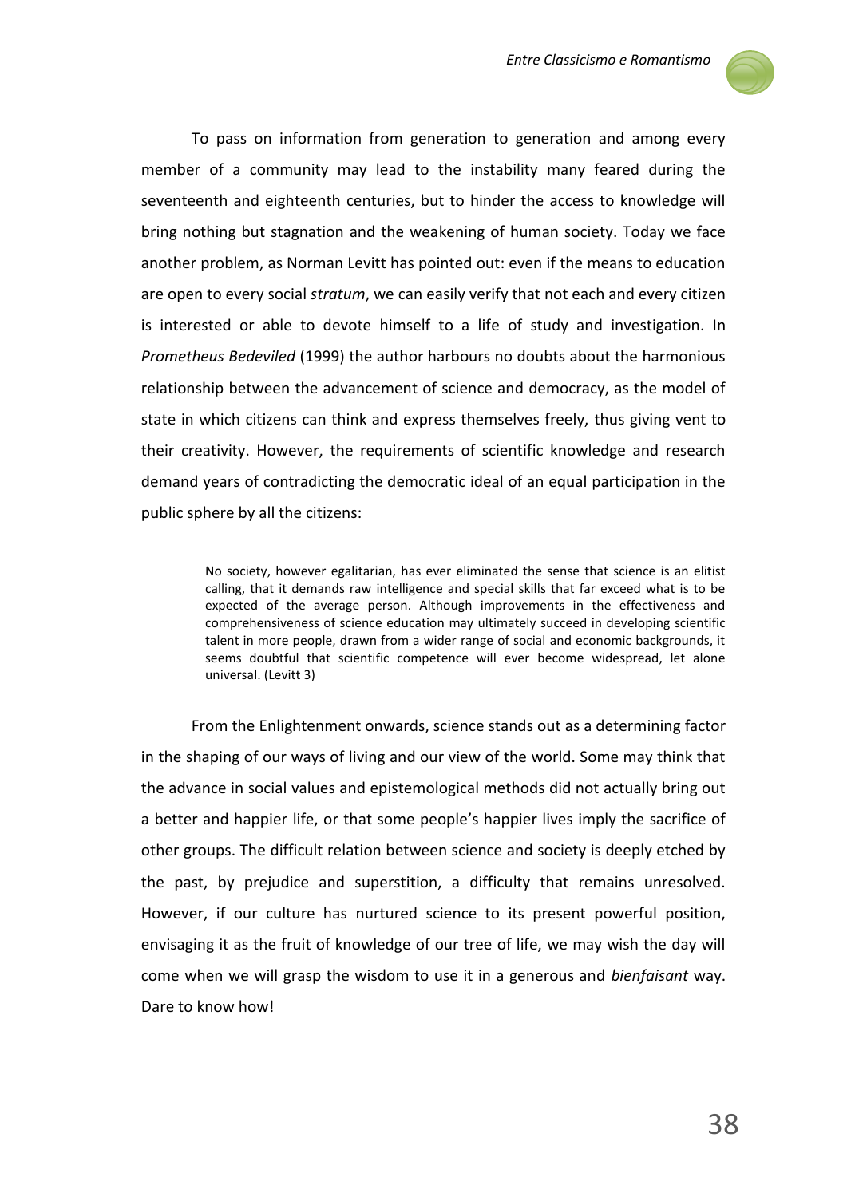To pass on information from generation to generation and among every member of a community may lead to the instability many feared during the seventeenth and eighteenth centuries, but to hinder the access to knowledge will bring nothing but stagnation and the weakening of human society. Today we face another problem, as Norman Levitt has pointed out: even if the means to education are open to every social *stratum*, we can easily verify that not each and every citizen is interested or able to devote himself to a life of study and investigation. In *Prometheus Bedeviled* (1999) the author harbours no doubts about the harmonious relationship between the advancement of science and democracy, as the model of state in which citizens can think and express themselves freely, thus giving vent to their creativity. However, the requirements of scientific knowledge and research demand years of contradicting the democratic ideal of an equal participation in the public sphere by all the citizens:

> No society, however egalitarian, has ever eliminated the sense that science is an elitist calling, that it demands raw intelligence and special skills that far exceed what is to be expected of the average person. Although improvements in the effectiveness and comprehensiveness of science education may ultimately succeed in developing scientific talent in more people, drawn from a wider range of social and economic backgrounds, it seems doubtful that scientific competence will ever become widespread, let alone universal. (Levitt 3)

From the Enlightenment onwards, science stands out as a determining factor in the shaping of our ways of living and our view of the world. Some may think that the advance in social values and epistemological methods did not actually bring out a better and happier life, or that some people's happier lives imply the sacrifice of other groups. The difficult relation between science and society is deeply etched by the past, by prejudice and superstition, a difficulty that remains unresolved. However, if our culture has nurtured science to its present powerful position, envisaging it as the fruit of knowledge of our tree of life, we may wish the day will come when we will grasp the wisdom to use it in a generous and *bienfaisant* way. Dare to know how!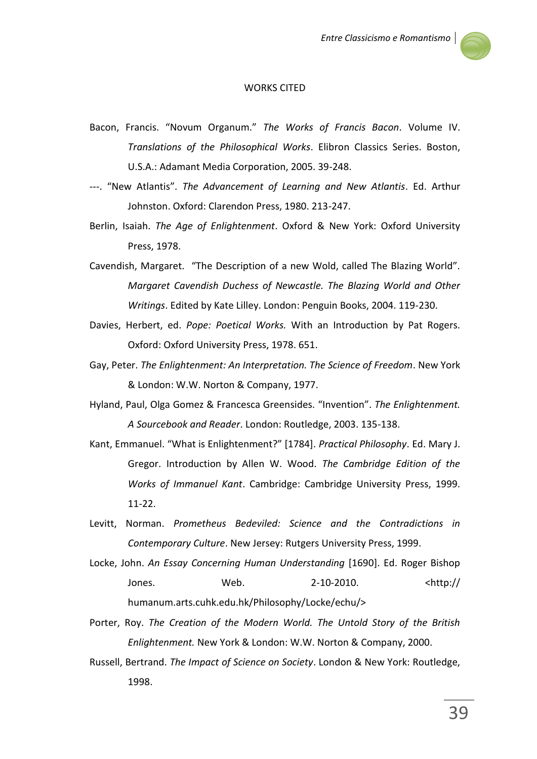## WORKS CITED

Bacon, Francis. "Novum Organum." *The Works of Francis Bacon*. Volume IV. *Translations of the Philosophical Works*. Elibron Classics Series. Boston, U.S.A.: Adamant Media Corporation, 2005. 39-248.

---. "New Atlantis". *The Advancement of Learning and New Atlantis*. Ed. Arthur Johnston. Oxford: Clarendon Press, 1980. 213-247.

Berlin, Isaiah. *The Age of Enlightenment*. Oxford & New York: Oxford University Press, 1978.

Cavendish, Margaret. "The Description of a new Wold, called The Blazing World". *Margaret Cavendish Duchess of Newcastle. The Blazing World and Other Writings*. Edited by Kate Lilley. London: Penguin Books, 2004. 119-230.

Davies, Herbert, ed. *Pope: Poetical Works.* With an Introduction by Pat Rogers. Oxford: Oxford University Press, 1978. 651.

Gay, Peter. *The Enlightenment: An Interpretation. The Science of Freedom*. New York & London: W.W. Norton & Company, 1977.

Hyland, Paul, Olga Gomez & Francesca Greensides. "Invention". *The Enlightenment. A Sourcebook and Reader*. London: Routledge, 2003. 135-138.

Kant, Emmanuel. "What is Enlightenment?" [1784]. *Practical Philosophy*. Ed. Mary J. Gregor. Introduction by Allen W. Wood. *The Cambridge Edition of the Works of Immanuel Kant*. Cambridge: Cambridge University Press, 1999. 11-22.

Levitt, Norman. *Prometheus Bedeviled: Science and the Contradictions in Contemporary Culture*. New Jersey: Rutgers University Press, 1999.

Locke, John. *An Essay Concerning Human Understanding* [1690]. Ed. Roger Bishop Jones. Web. 2-10-2010. <http:// humanum.arts.cuhk.edu.hk/Philosophy/Locke/echu/>

Porter, Roy. *The Creation of the Modern World. The Untold Story of the British Enlightenment.* New York & London: W.W. Norton & Company, 2000.

Russell, Bertrand. *The Impact of Science on Society*. London & New York: Routledge, 1998.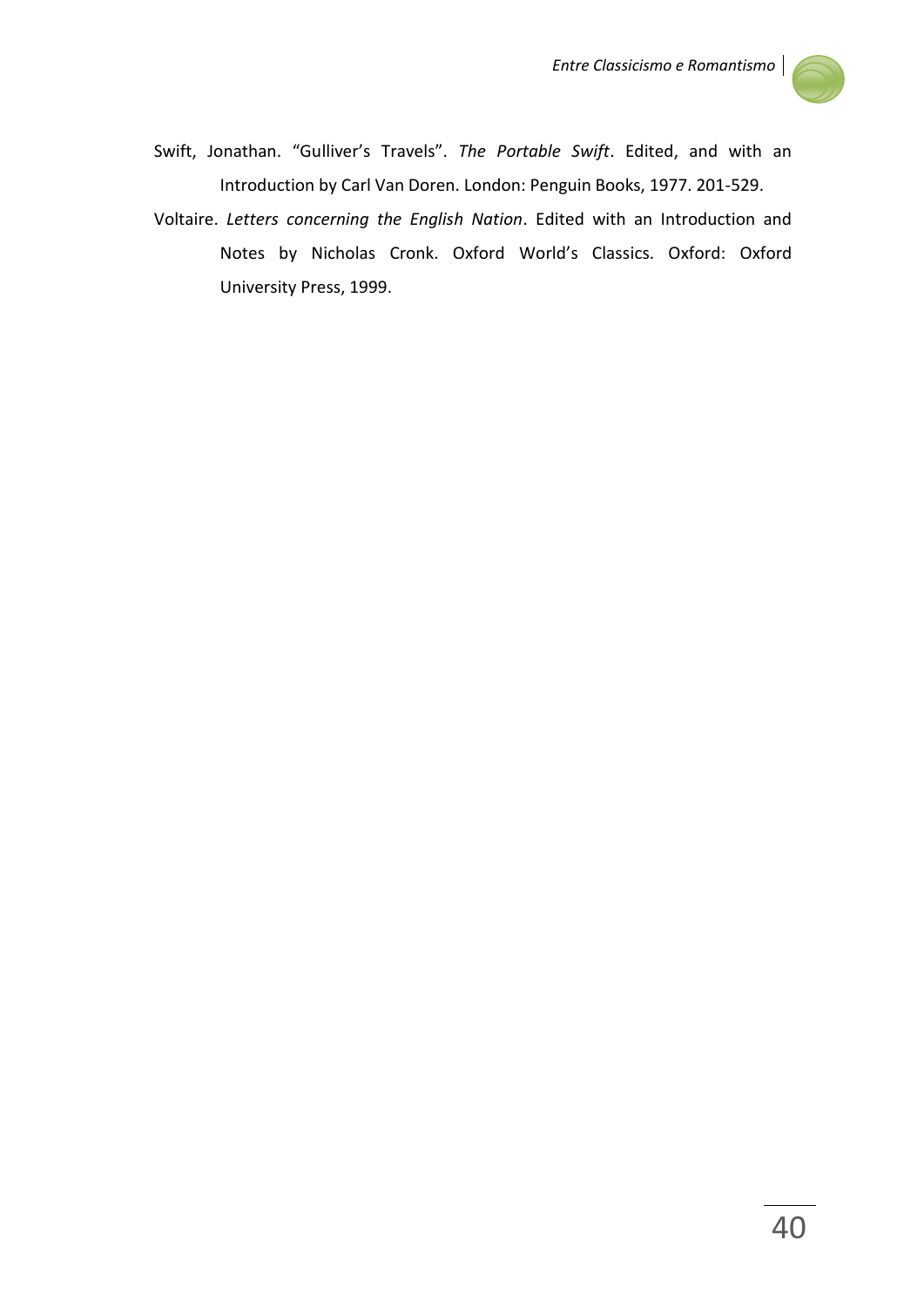Swift, Jonathan. "Gulliver's Travels". *The Portable Swift*. Edited, and with an Introduction by Carl Van Doren. London: Penguin Books, 1977. 201-529.

Voltaire. *Letters concerning the English Nation*. Edited with an Introduction and Notes by Nicholas Cronk. Oxford World's Classics. Oxford: Oxford University Press, 1999.